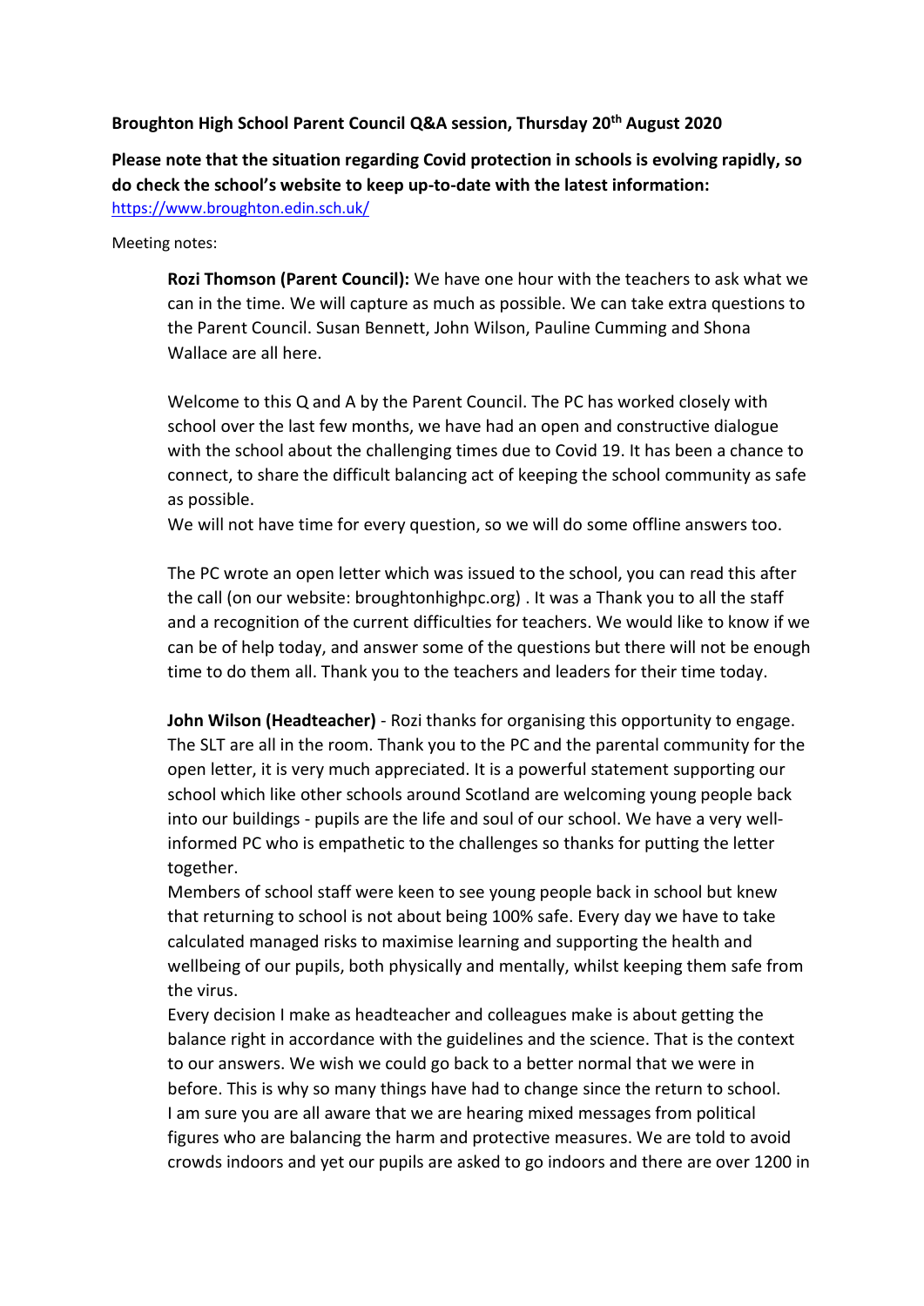**Broughton High School Parent Council Q&A session, Thursday 20th August 2020**

**Please note that the situation regarding Covid protection in schools is evolving rapidly, so do check the school's website to keep up-to-date with the latest information:** [https://www.broughton.edin.sch.uk/](https://www.broughton.edin.sch.uk/)

Meeting notes:

**Rozi Thomson (Parent Council):** We have one hour with the teachers to ask what we can in the time. We will capture as much as possible. We can take extra questions to the Parent Council. Susan Bennett, John Wilson, Pauline Cumming and Shona Wallace are all here.

Welcome to this Q and A by the Parent Council. The PC has worked closely with school over the last few months, we have had an open and constructive dialogue with the school about the challenging times due to Covid 19. It has been a chance to connect, to share the difficult balancing act of keeping the school community as safe as possible.
We will not have time for every question, so we will do some offline answers too.

The PC wrote an open letter which was issued to the school, you can read this after the call (on our website: broughtonhighpc.org) . It was a Thank you to all the staff and a recognition of the current difficulties for teachers. We would like to know if we can be of help today, and answer some of the questions but there will not be enough time to do them all. Thank you to the teachers and leaders for their time today.

**John Wilson (Headteacher)** - Rozi thanks for organising this opportunity to engage. The SLT are all in the room. Thank you to the PC and the parental community for the open letter, it is very much appreciated. It is a powerful statement supporting our school which like other schools around Scotland are welcoming young people back into our buildings - pupils are the life and soul of our school. We have a very well-informed PC who is empathetic to the challenges so thanks for putting the letter together.
Members of school staff were keen to see young people back in school but knew that returning to school is not about being 100% safe. Every day we have to take calculated managed risks to maximise learning and supporting the health and wellbeing of our pupils, both physically and mentally, whilst keeping them safe from the virus.
Every decision I make as headteacher and colleagues make is about getting the balance right in accordance with the guidelines and the science. That is the context to our answers. We wish we could go back to a better normal that we were in before. This is why so many things have had to change since the return to school.
I am sure you are all aware that we are hearing mixed messages from political figures who are balancing the harm and protective measures. We are told to avoid crowds indoors and yet our pupils are asked to go indoors and there are over 1200 in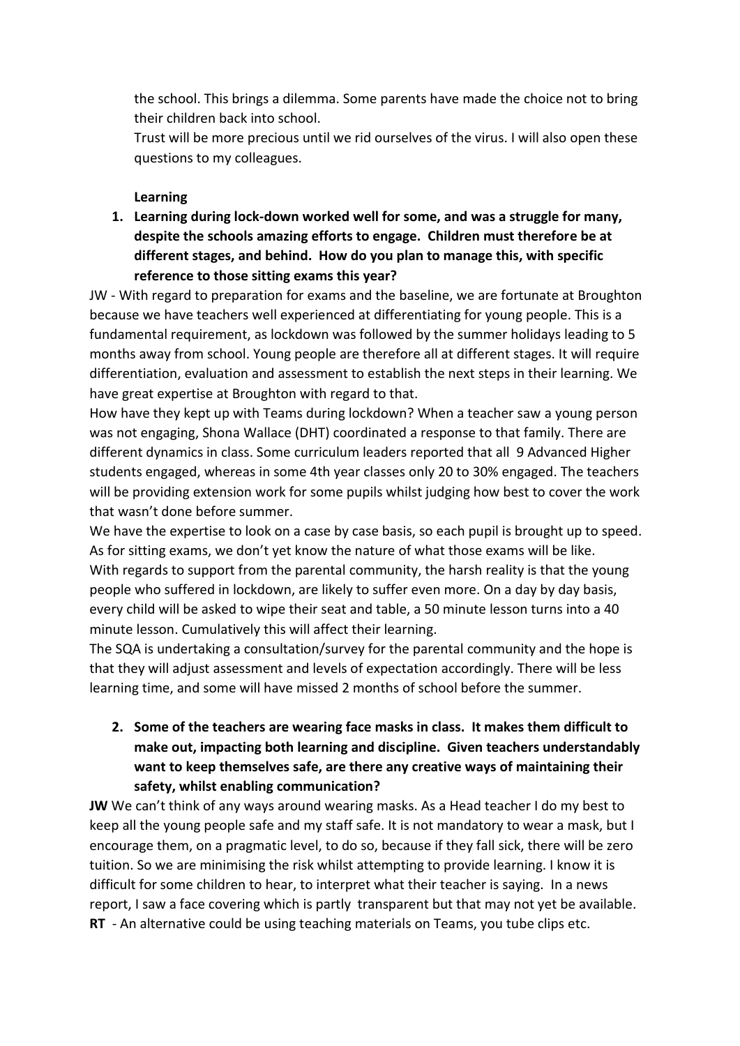the school. This brings a dilemma. Some parents have made the choice not to bring their children back into school.

Trust will be more precious until we rid ourselves of the virus. I will also open these questions to my colleagues.

**Learning**

1. **Learning during lock-down worked well for some, and was a struggle for many, despite the schools amazing efforts to engage. Children must therefore be at different stages, and behind. How do you plan to manage this, with specific reference to those sitting exams this year?**

JW - With regard to preparation for exams and the baseline, we are fortunate at Broughton because we have teachers well experienced at differentiating for young people. This is a fundamental requirement, as lockdown was followed by the summer holidays leading to 5 months away from school. Young people are therefore all at different stages. It will require differentiation, evaluation and assessment to establish the next steps in their learning. We have great expertise at Broughton with regard to that.

How have they kept up with Teams during lockdown? When a teacher saw a young person was not engaging, Shona Wallace (DHT) coordinated a response to that family. There are different dynamics in class. Some curriculum leaders reported that all 9 Advanced Higher students engaged, whereas in some 4th year classes only 20 to 30% engaged. The teachers will be providing extension work for some pupils whilst judging how best to cover the work that wasn't done before summer.

We have the expertise to look on a case by case basis, so each pupil is brought up to speed. As for sitting exams, we don't yet know the nature of what those exams will be like.

With regards to support from the parental community, the harsh reality is that the young people who suffered in lockdown, are likely to suffer even more. On a day by day basis, every child will be asked to wipe their seat and table, a 50 minute lesson turns into a 40 minute lesson. Cumulatively this will affect their learning.

The SQA is undertaking a consultation/survey for the parental community and the hope is that they will adjust assessment and levels of expectation accordingly. There will be less learning time, and some will have missed 2 months of school before the summer.

2. **Some of the teachers are wearing face masks in class. It makes them difficult to make out, impacting both learning and discipline. Given teachers understandably want to keep themselves safe, are there any creative ways of maintaining their safety, whilst enabling communication?**

**JW** We can't think of any ways around wearing masks. As a Head teacher I do my best to keep all the young people safe and my staff safe. It is not mandatory to wear a mask, but I encourage them, on a pragmatic level, to do so, because if they fall sick, there will be zero tuition. So we are minimising the risk whilst attempting to provide learning. I know it is difficult for some children to hear, to interpret what their teacher is saying. In a news report, I saw a face covering which is partly transparent but that may not yet be available.

**RT** - An alternative could be using teaching materials on Teams, you tube clips etc.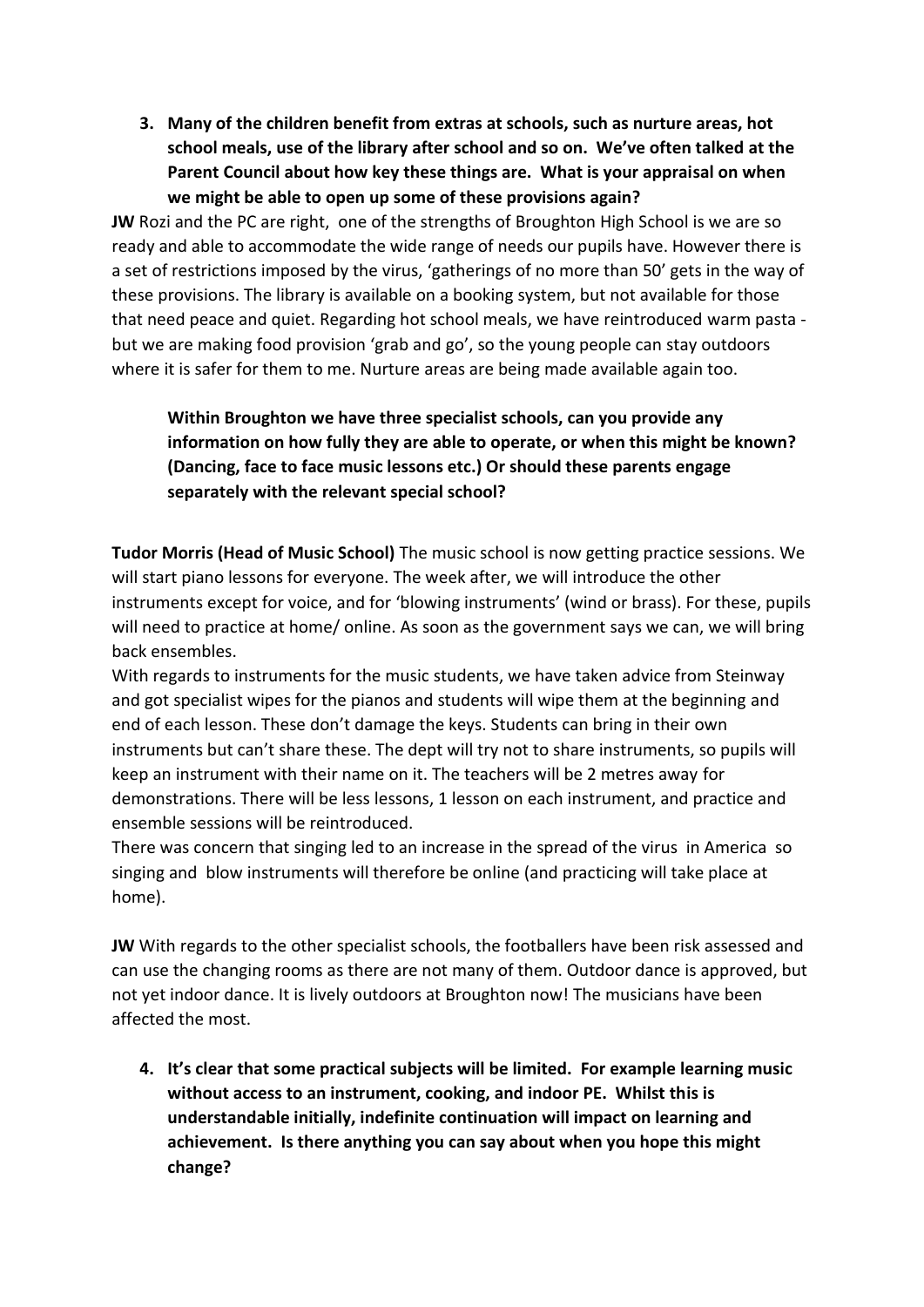3. **Many of the children benefit from extras at schools, such as nurture areas, hot school meals, use of the library after school and so on. We've often talked at the Parent Council about how key these things are. What is your appraisal on when we might be able to open up some of these provisions again?**

**JW** Rozi and the PC are right, one of the strengths of Broughton High School is we are so ready and able to accommodate the wide range of needs our pupils have. However there is a set of restrictions imposed by the virus, 'gatherings of no more than 50' gets in the way of these provisions. The library is available on a booking system, but not available for those that need peace and quiet. Regarding hot school meals, we have reintroduced warm pasta - but we are making food provision 'grab and go', so the young people can stay outdoors where it is safer for them to me. Nurture areas are being made available again too.

**Within Broughton we have three specialist schools, can you provide any information on how fully they are able to operate, or when this might be known? (Dancing, face to face music lessons etc.) Or should these parents engage separately with the relevant special school?**

**Tudor Morris (Head of Music School)** The music school is now getting practice sessions. We will start piano lessons for everyone. The week after, we will introduce the other instruments except for voice, and for 'blowing instruments' (wind or brass). For these, pupils will need to practice at home/ online. As soon as the government says we can, we will bring back ensembles.

With regards to instruments for the music students, we have taken advice from Steinway and got specialist wipes for the pianos and students will wipe them at the beginning and end of each lesson. These don't damage the keys. Students can bring in their own instruments but can't share these. The dept will try not to share instruments, so pupils will keep an instrument with their name on it. The teachers will be 2 metres away for demonstrations. There will be less lessons, 1 lesson on each instrument, and practice and ensemble sessions will be reintroduced.

There was concern that singing led to an increase in the spread of the virus in America so singing and blow instruments will therefore be online (and practicing will take place at home).

**JW** With regards to the other specialist schools, the footballers have been risk assessed and can use the changing rooms as there are not many of them. Outdoor dance is approved, but not yet indoor dance. It is lively outdoors at Broughton now! The musicians have been affected the most.

4. **It's clear that some practical subjects will be limited. For example learning music without access to an instrument, cooking, and indoor PE. Whilst this is understandable initially, indefinite continuation will impact on learning and achievement. Is there anything you can say about when you hope this might change?**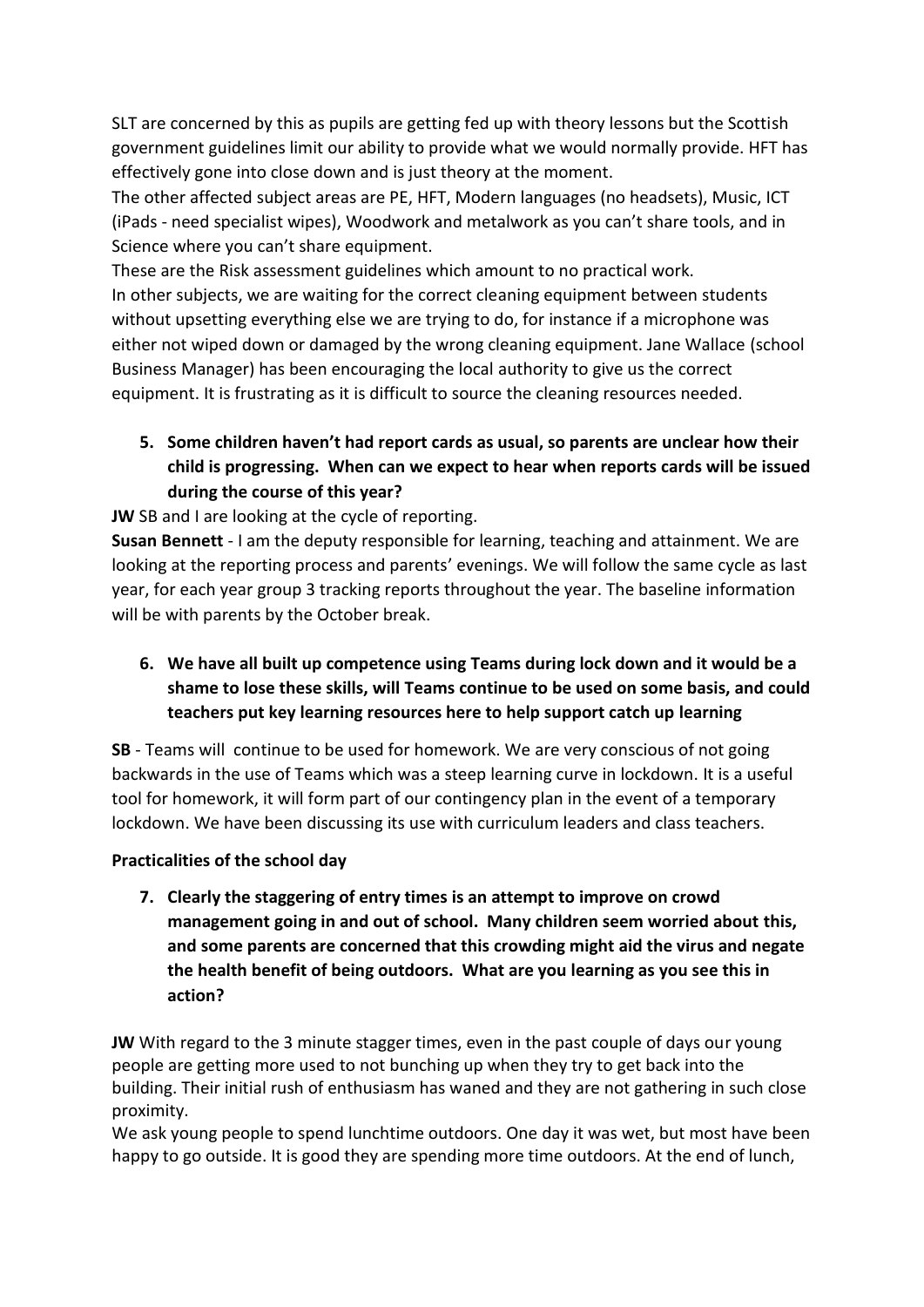SLT are concerned by this as pupils are getting fed up with theory lessons but the Scottish government guidelines limit our ability to provide what we would normally provide. HFT has effectively gone into close down and is just theory at the moment.
The other affected subject areas are PE, HFT, Modern languages (no headsets), Music, ICT (iPads - need specialist wipes), Woodwork and metalwork as you can't share tools, and in Science where you can't share equipment.
These are the Risk assessment guidelines which amount to no practical work.
In other subjects, we are waiting for the correct cleaning equipment between students without upsetting everything else we are trying to do, for instance if a microphone was either not wiped down or damaged by the wrong cleaning equipment. Jane Wallace (school Business Manager) has been encouraging the local authority to give us the correct equipment. It is frustrating as it is difficult to source the cleaning resources needed.

5. **Some children haven't had report cards as usual, so parents are unclear how their child is progressing. When can we expect to hear when reports cards will be issued during the course of this year?**

**JW** SB and I are looking at the cycle of reporting.
**Susan Bennett** - I am the deputy responsible for learning, teaching and attainment. We are looking at the reporting process and parents' evenings. We will follow the same cycle as last year, for each year group 3 tracking reports throughout the year. The baseline information will be with parents by the October break.

6. **We have all built up competence using Teams during lock down and it would be a shame to lose these skills, will Teams continue to be used on some basis, and could teachers put key learning resources here to help support catch up learning**

**SB** - Teams will continue to be used for homework. We are very conscious of not going backwards in the use of Teams which was a steep learning curve in lockdown. It is a useful tool for homework, it will form part of our contingency plan in the event of a temporary lockdown. We have been discussing its use with curriculum leaders and class teachers.

**Practicalities of the school day**

7. **Clearly the staggering of entry times is an attempt to improve on crowd management going in and out of school. Many children seem worried about this, and some parents are concerned that this crowding might aid the virus and negate the health benefit of being outdoors. What are you learning as you see this in action?**

**JW** With regard to the 3 minute stagger times, even in the past couple of days our young people are getting more used to not bunching up when they try to get back into the building. Their initial rush of enthusiasm has waned and they are not gathering in such close proximity.
We ask young people to spend lunchtime outdoors. One day it was wet, but most have been happy to go outside. It is good they are spending more time outdoors. At the end of lunch,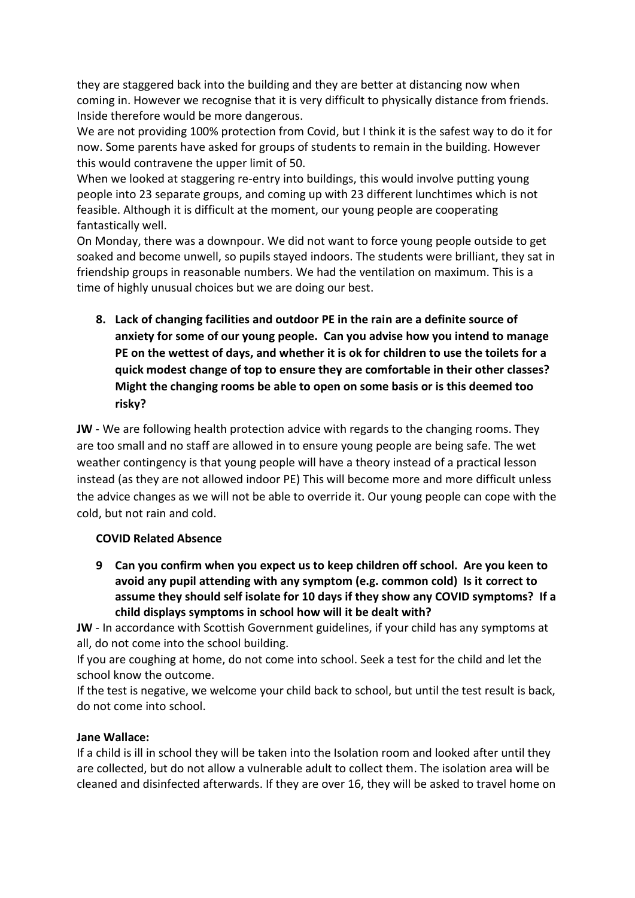they are staggered back into the building and they are better at distancing now when coming in. However we recognise that it is very difficult to physically distance from friends. Inside therefore would be more dangerous.

We are not providing 100% protection from Covid, but I think it is the safest way to do it for now. Some parents have asked for groups of students to remain in the building. However this would contravene the upper limit of 50.

When we looked at staggering re-entry into buildings, this would involve putting young people into 23 separate groups, and coming up with 23 different lunchtimes which is not feasible. Although it is difficult at the moment, our young people are cooperating fantastically well.

On Monday, there was a downpour. We did not want to force young people outside to get soaked and become unwell, so pupils stayed indoors. The students were brilliant, they sat in friendship groups in reasonable numbers. We had the ventilation on maximum. This is a time of highly unusual choices but we are doing our best.

8. **Lack of changing facilities and outdoor PE in the rain are a definite source of anxiety for some of our young people. Can you advise how you intend to manage PE on the wettest of days, and whether it is ok for children to use the toilets for a quick modest change of top to ensure they are comfortable in their other classes? Might the changing rooms be able to open on some basis or is this deemed too risky?**

**JW** - We are following health protection advice with regards to the changing rooms. They are too small and no staff are allowed in to ensure young people are being safe. The wet weather contingency is that young people will have a theory instead of a practical lesson instead (as they are not allowed indoor PE) This will become more and more difficult unless the advice changes as we will not be able to override it. Our young people can cope with the cold, but not rain and cold.

**COVID Related Absence**

9 **Can you confirm when you expect us to keep children off school. Are you keen to avoid any pupil attending with any symptom (e.g. common cold) Is it correct to assume they should self isolate for 10 days if they show any COVID symptoms? If a child displays symptoms in school how will it be dealt with?**

**JW** - In accordance with Scottish Government guidelines, if your child has any symptoms at all, do not come into the school building.

If you are coughing at home, do not come into school. Seek a test for the child and let the school know the outcome.

If the test is negative, we welcome your child back to school, but until the test result is back, do not come into school.

**Jane Wallace:**

If a child is ill in school they will be taken into the Isolation room and looked after until they are collected, but do not allow a vulnerable adult to collect them. The isolation area will be cleaned and disinfected afterwards. If they are over 16, they will be asked to travel home on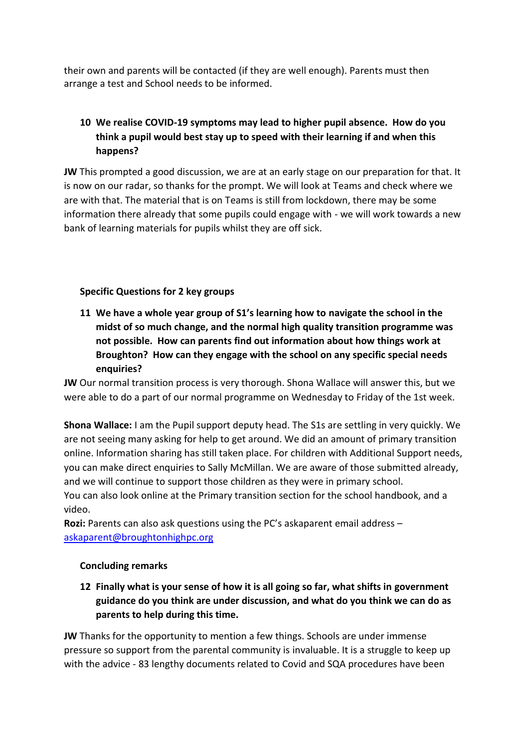their own and parents will be contacted (if they are well enough). Parents must then arrange a test and School needs to be informed.

**10 We realise COVID-19 symptoms may lead to higher pupil absence. How do you think a pupil would best stay up to speed with their learning if and when this happens?**

**JW** This prompted a good discussion, we are at an early stage on our preparation for that. It is now on our radar, so thanks for the prompt. We will look at Teams and check where we are with that. The material that is on Teams is still from lockdown, there may be some information there already that some pupils could engage with - we will work towards a new bank of learning materials for pupils whilst they are off sick.

**Specific Questions for 2 key groups**

**11 We have a whole year group of S1's learning how to navigate the school in the midst of so much change, and the normal high quality transition programme was not possible. How can parents find out information about how things work at Broughton? How can they engage with the school on any specific special needs enquiries?**

**JW** Our normal transition process is very thorough. Shona Wallace will answer this, but we were able to do a part of our normal programme on Wednesday to Friday of the 1st week.

**Shona Wallace:** I am the Pupil support deputy head. The S1s are settling in very quickly. We are not seeing many asking for help to get around. We did an amount of primary transition online. Information sharing has still taken place. For children with Additional Support needs, you can make direct enquiries to Sally McMillan. We are aware of those submitted already, and we will continue to support those children as they were in primary school.
You can also look online at the Primary transition section for the school handbook, and a video.
**Rozi:** Parents can also ask questions using the PC's askaparent email address – [askaparent@broughtonhighpc.org](mailto:askaparent@broughtonhighpc.org)

**Concluding remarks**

**12 Finally what is your sense of how it is all going so far, what shifts in government guidance do you think are under discussion, and what do you think we can do as parents to help during this time.**

**JW** Thanks for the opportunity to mention a few things. Schools are under immense pressure so support from the parental community is invaluable. It is a struggle to keep up with the advice - 83 lengthy documents related to Covid and SQA procedures have been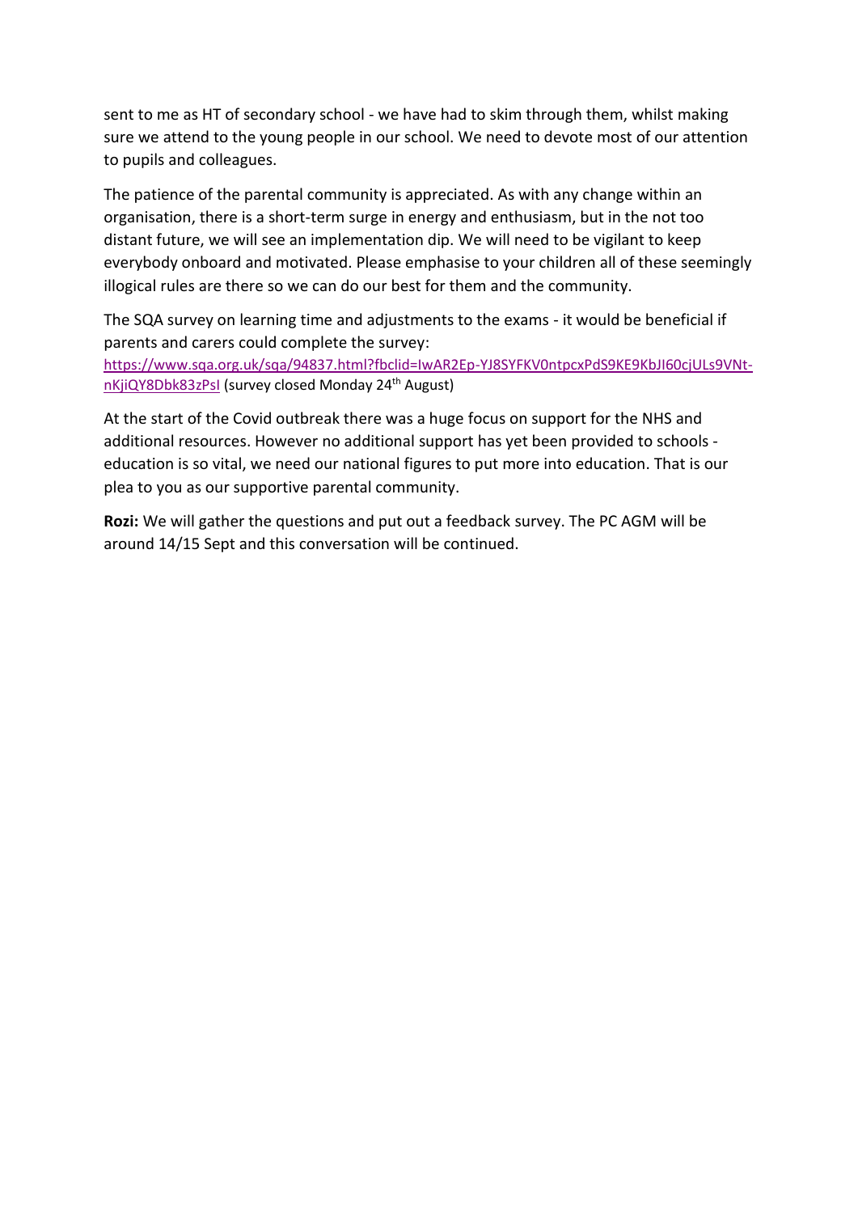sent to me as HT of secondary school - we have had to skim through them, whilst making sure we attend to the young people in our school. We need to devote most of our attention to pupils and colleagues.

The patience of the parental community is appreciated. As with any change within an organisation, there is a short-term surge in energy and enthusiasm, but in the not too distant future, we will see an implementation dip. We will need to be vigilant to keep everybody onboard and motivated. Please emphasise to your children all of these seemingly illogical rules are there so we can do our best for them and the community.

The SQA survey on learning time and adjustments to the exams - it would be beneficial if parents and carers could complete the survey: https://www.sqa.org.uk/sqa/94837.html?fbclid=IwAR2Ep-YJ8SYFKV0ntpcxPdS9KE9KbJI60cjULs9VNt-nKjiQY8Dbk83zPsI (survey closed Monday 24th August)

At the start of the Covid outbreak there was a huge focus on support for the NHS and additional resources. However no additional support has yet been provided to schools - education is so vital, we need our national figures to put more into education. That is our plea to you as our supportive parental community.

**Rozi:** We will gather the questions and put out a feedback survey. The PC AGM will be around 14/15 Sept and this conversation will be continued.